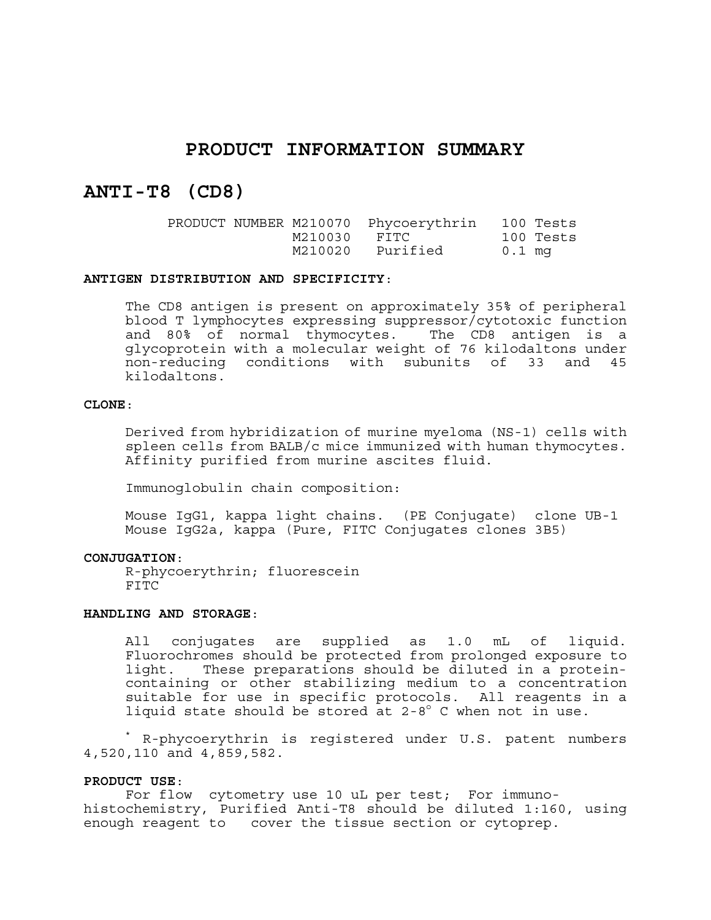# PRODUCT INFORMATION SUMMARY

## ANTI-T8 (CD8)

| PRODUCT NUMBER | | | |
|---|---|---|---|
| | M210070 | Phycoerythrin | 100 Tests |
| | M210030 | FITC | 100 Tests |
| | M210020 | Purified | 0.1 mg |

**ANTIGEN DISTRIBUTION AND SPECIFICITY:**

The CD8 antigen is present on approximately 35% of peripheral blood T lymphocytes expressing suppressor/cytotoxic function and 80% of normal thymocytes. The CD8 antigen is a glycoprotein with a molecular weight of 76 kilodaltons under non-reducing conditions with subunits of 33 and 45 kilodaltons.

**CLONE:**

Derived from hybridization of murine myeloma (NS-1) cells with spleen cells from BALB/c mice immunized with human thymocytes. Affinity purified from murine ascites fluid.

Immunoglobulin chain composition:

Mouse IgG1, kappa light chains. (PE Conjugate) clone UB-1
Mouse IgG2a, kappa (Pure, FITC Conjugates clones 3B5)

**CONJUGATION:**
R-phycoerythrin; fluorescein
FITC

**HANDLING AND STORAGE:**

All conjugates are supplied as 1.0 mL of liquid. Fluorochromes should be protected from prolonged exposure to light. These preparations should be diluted in a protein-containing or other stabilizing medium to a concentration suitable for use in specific protocols. All reagents in a liquid state should be stored at 2-8° C when not in use.

* R-phycoerythrin is registered under U.S. patent numbers 4,520,110 and 4,859,582.

**PRODUCT USE:**
For flow cytometry use 10 uL per test; For immuno-histochemistry, Purified Anti-T8 should be diluted 1:160, using enough reagent to cover the tissue section or cytoprep.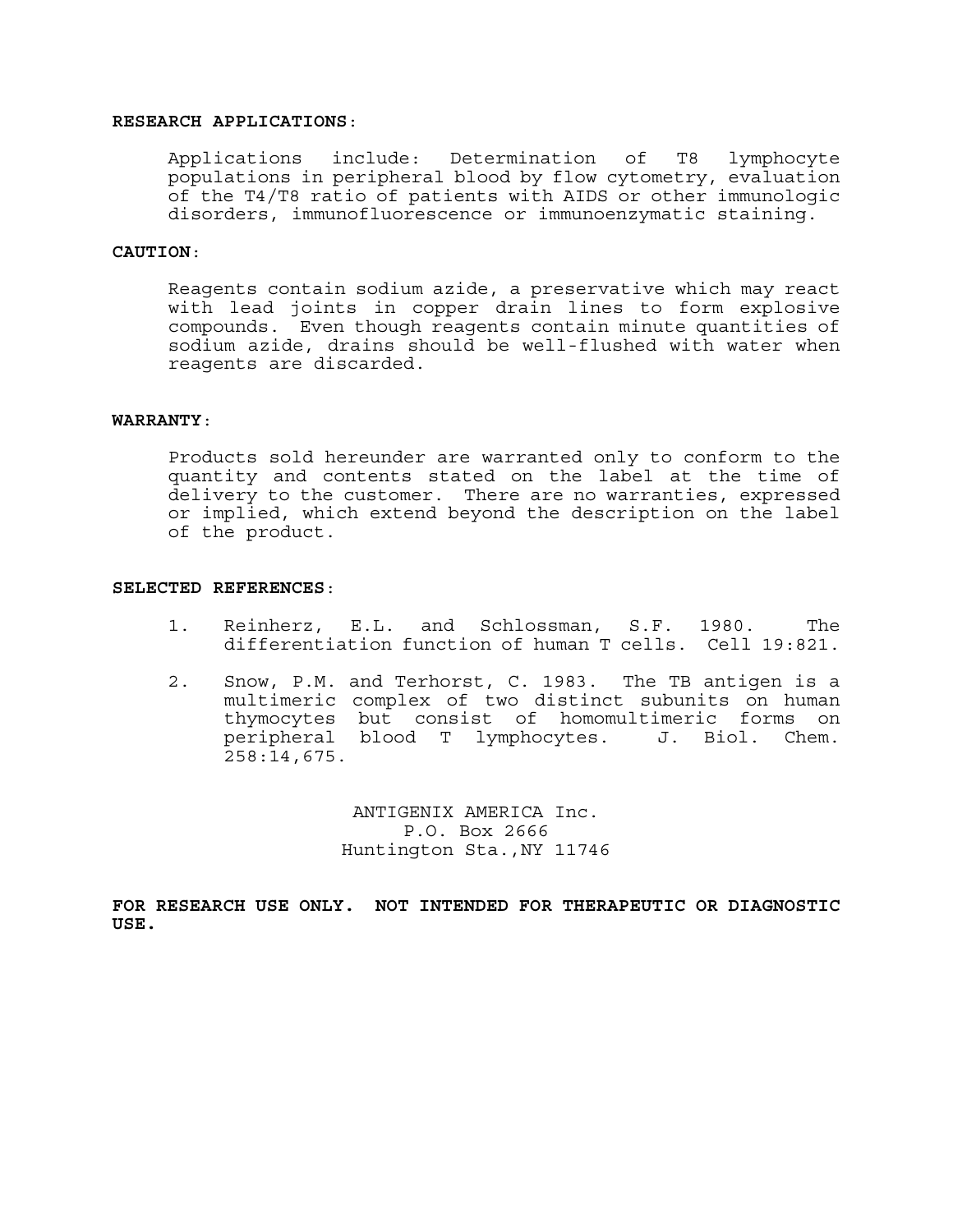**RESEARCH APPLICATIONS:**

Applications include: Determination of T8 lymphocyte populations in peripheral blood by flow cytometry, evaluation of the T4/T8 ratio of patients with AIDS or other immunologic disorders, immunofluorescence or immunoenzymatic staining.

**CAUTION:**

Reagents contain sodium azide, a preservative which may react with lead joints in copper drain lines to form explosive compounds. Even though reagents contain minute quantities of sodium azide, drains should be well-flushed with water when reagents are discarded.

**WARRANTY:**

Products sold hereunder are warranted only to conform to the quantity and contents stated on the label at the time of delivery to the customer. There are no warranties, expressed or implied, which extend beyond the description on the label of the product.

**SELECTED REFERENCES:**

1. Reinherz, E.L. and Schlossman, S.F. 1980. The differentiation function of human T cells. Cell 19:821.

2. Snow, P.M. and Terhorst, C. 1983. The TB antigen is a multimeric complex of two distinct subunits on human thymocytes but consist of homomultimeric forms on peripheral blood T lymphocytes. J. Biol. Chem. 258:14,675.

ANTIGENIX AMERICA Inc.
P.O. Box 2666
Huntington Sta.,NY 11746

**FOR RESEARCH USE ONLY. NOT INTENDED FOR THERAPEUTIC OR DIAGNOSTIC USE.**